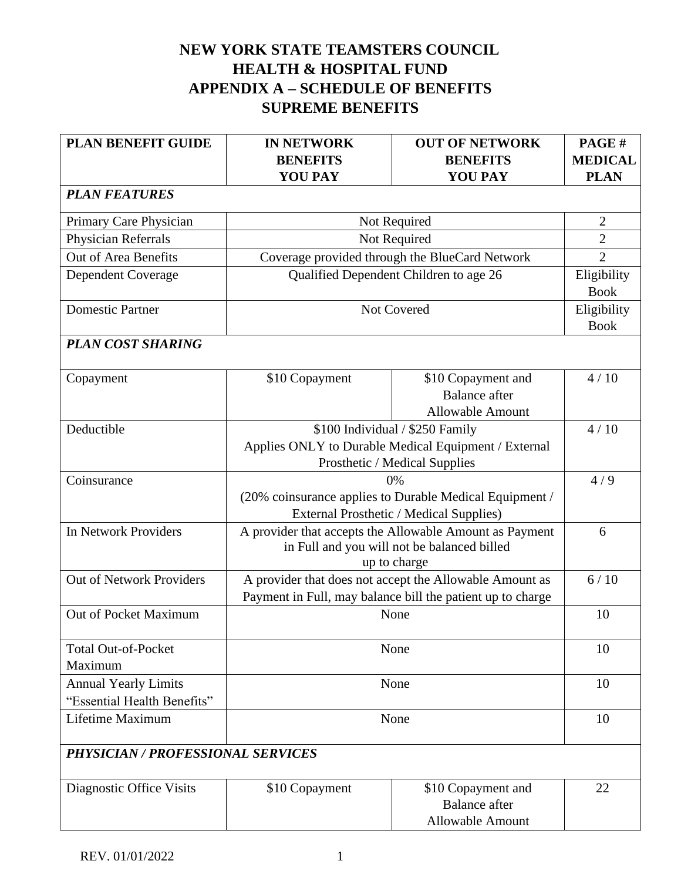# NEW YORK STATE TEAMSTERS COUNCIL
# HEALTH & HOSPITAL FUND
# APPENDIX A – SCHEDULE OF BENEFITS
# SUPREME BENEFITS

| PLAN BENEFIT GUIDE | IN NETWORK BENEFITS YOU PAY | OUT OF NETWORK BENEFITS YOU PAY | PAGE # MEDICAL PLAN |
|---|---|---|---|
| ***PLAN FEATURES*** | | | |
| Primary Care Physician | Not Required | | 2 |
| Physician Referrals | Not Required | | 2 |
| Out of Area Benefits | Coverage provided through the BlueCard Network | | 2 |
| Dependent Coverage | Qualified Dependent Children to age 26 | | Eligibility Book |
| Domestic Partner | Not Covered | | Eligibility Book |
| ***PLAN COST SHARING*** | | | |
| Copayment | $10 Copayment | $10 Copayment and Balance after Allowable Amount | 4 / 10 |
| Deductible | $100 Individual / $250 Family Applies ONLY to Durable Medical Equipment / External Prosthetic / Medical Supplies | | 4 / 10 |
| Coinsurance | 0% (20% coinsurance applies to Durable Medical Equipment / External Prosthetic / Medical Supplies) | | 4 / 9 |
| In Network Providers | A provider that accepts the Allowable Amount as Payment in Full and you will not be balanced billed up to charge | | 6 |
| Out of Network Providers | A provider that does not accept the Allowable Amount as Payment in Full, may balance bill the patient up to charge | | 6 / 10 |
| Out of Pocket Maximum | None | | 10 |
| Total Out-of-Pocket Maximum | None | | 10 |
| Annual Yearly Limits "Essential Health Benefits" | None | | 10 |
| Lifetime Maximum | None | | 10 |
| ***PHYSICIAN / PROFESSIONAL SERVICES*** | | | |
| Diagnostic Office Visits | $10 Copayment | $10 Copayment and Balance after Allowable Amount | 22 |

REV. 01/01/2022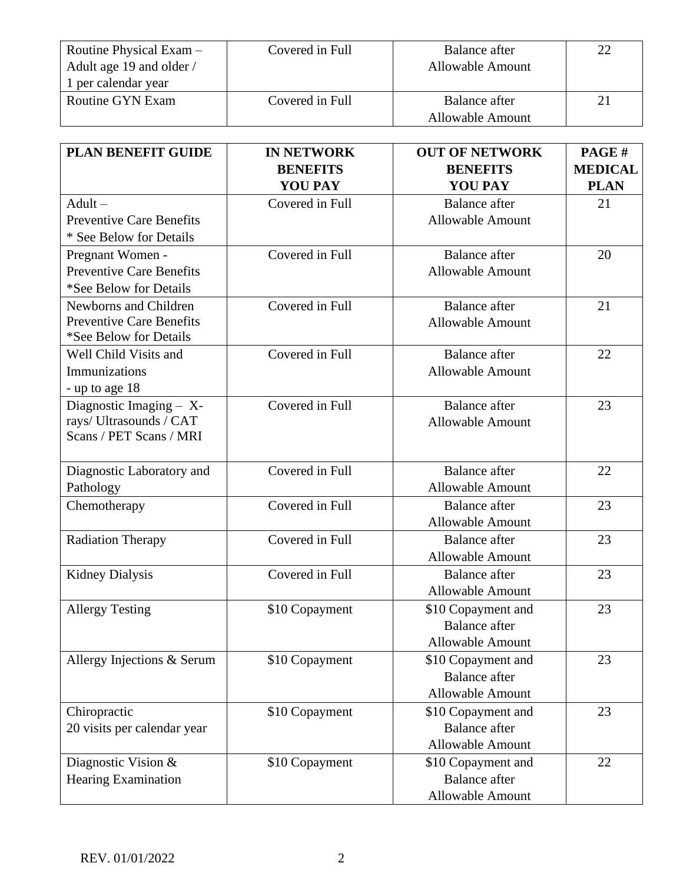| Routine Physical Exam – Adult age 19 and older / 1 per calendar year | Covered in Full | Balance after Allowable Amount | 22 |
|---|---|---|---|
| Routine GYN Exam | Covered in Full | Balance after Allowable Amount | 21 |

| PLAN BENEFIT GUIDE | IN NETWORK BENEFITS YOU PAY | OUT OF NETWORK BENEFITS YOU PAY | PAGE # MEDICAL PLAN |
|---|---|---|---|
| Adult – Preventive Care Benefits * See Below for Details | Covered in Full | Balance after Allowable Amount | 21 |
| Pregnant Women - Preventive Care Benefits *See Below for Details | Covered in Full | Balance after Allowable Amount | 20 |
| Newborns and Children Preventive Care Benefits *See Below for Details | Covered in Full | Balance after Allowable Amount | 21 |
| Well Child Visits and Immunizations - up to age 18 | Covered in Full | Balance after Allowable Amount | 22 |
| Diagnostic Imaging – X-rays/ Ultrasounds / CAT Scans / PET Scans / MRI | Covered in Full | Balance after Allowable Amount | 23 |
| Diagnostic Laboratory and Pathology | Covered in Full | Balance after Allowable Amount | 22 |
| Chemotherapy | Covered in Full | Balance after Allowable Amount | 23 |
| Radiation Therapy | Covered in Full | Balance after Allowable Amount | 23 |
| Kidney Dialysis | Covered in Full | Balance after Allowable Amount | 23 |
| Allergy Testing | $10 Copayment | $10 Copayment and Balance after Allowable Amount | 23 |
| Allergy Injections & Serum | $10 Copayment | $10 Copayment and Balance after Allowable Amount | 23 |
| Chiropractic 20 visits per calendar year | $10 Copayment | $10 Copayment and Balance after Allowable Amount | 23 |
| Diagnostic Vision & Hearing Examination | $10 Copayment | $10 Copayment and Balance after Allowable Amount | 22 |

REV. 01/01/2022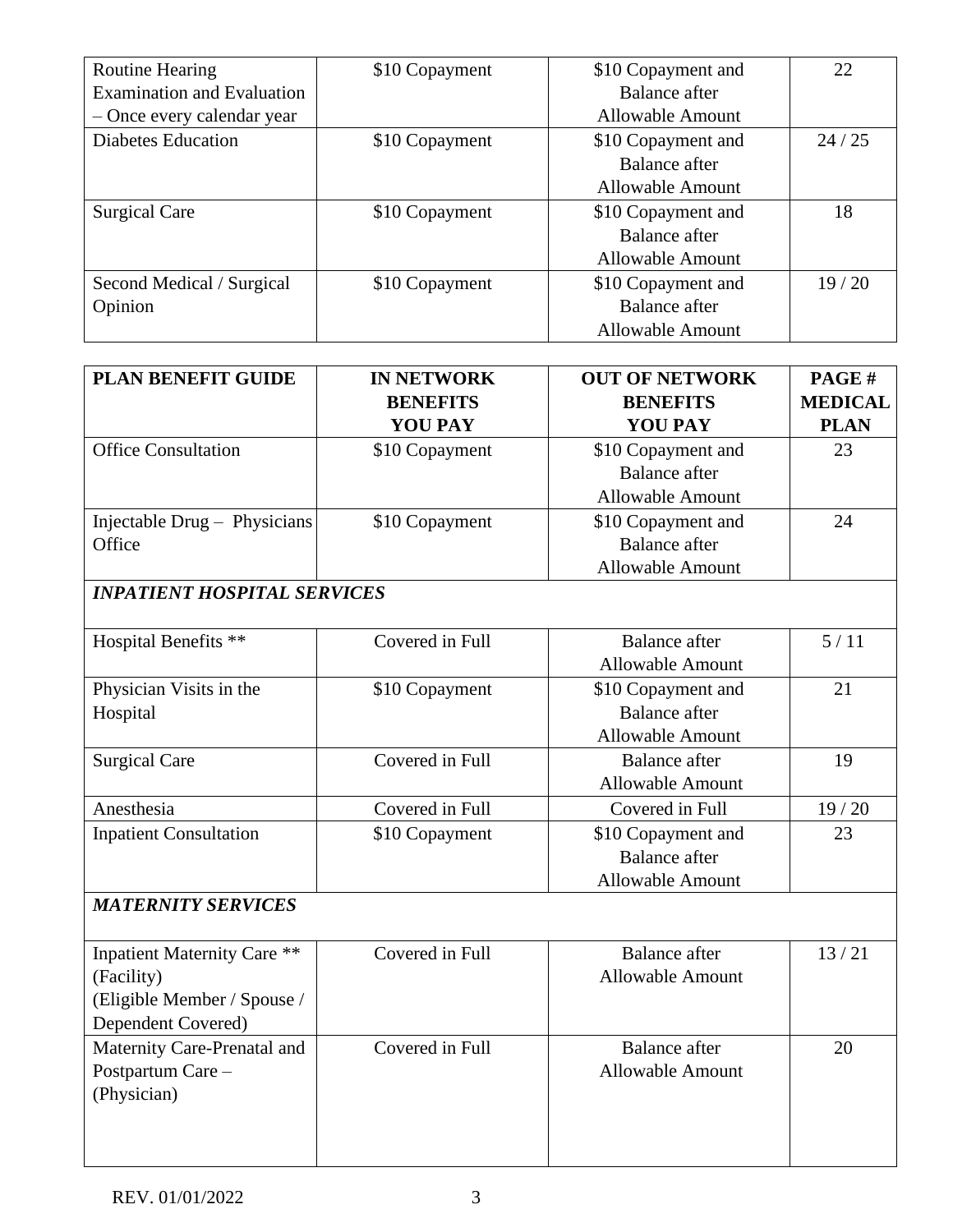| | | | |
|---|---|---|---|
| Routine Hearing Examination and Evaluation – Once every calendar year | $10 Copayment | $10 Copayment and Balance after Allowable Amount | 22 |
| Diabetes Education | $10 Copayment | $10 Copayment and Balance after Allowable Amount | 24 / 25 |
| Surgical Care | $10 Copayment | $10 Copayment and Balance after Allowable Amount | 18 |
| Second Medical / Surgical Opinion | $10 Copayment | $10 Copayment and Balance after Allowable Amount | 19 / 20 |

| PLAN BENEFIT GUIDE | IN NETWORK BENEFITS YOU PAY | OUT OF NETWORK BENEFITS YOU PAY | PAGE # MEDICAL PLAN |
|---|---|---|---|
| Office Consultation | $10 Copayment | $10 Copayment and Balance after Allowable Amount | 23 |
| Injectable Drug – Physicians Office | $10 Copayment | $10 Copayment and Balance after Allowable Amount | 24 |
| ***INPATIENT HOSPITAL SERVICES*** | | | |
| Hospital Benefits ** | Covered in Full | Balance after Allowable Amount | 5 / 11 |
| Physician Visits in the Hospital | $10 Copayment | $10 Copayment and Balance after Allowable Amount | 21 |
| Surgical Care | Covered in Full | Balance after Allowable Amount | 19 |
| Anesthesia | Covered in Full | Covered in Full | 19 / 20 |
| Inpatient Consultation | $10 Copayment | $10 Copayment and Balance after Allowable Amount | 23 |
| ***MATERNITY SERVICES*** | | | |
| Inpatient Maternity Care ** (Facility) (Eligible Member / Spouse / Dependent Covered) | Covered in Full | Balance after Allowable Amount | 13 / 21 |
| Maternity Care-Prenatal and Postpartum Care – (Physician) | Covered in Full | Balance after Allowable Amount | 20 |

REV. 01/01/2022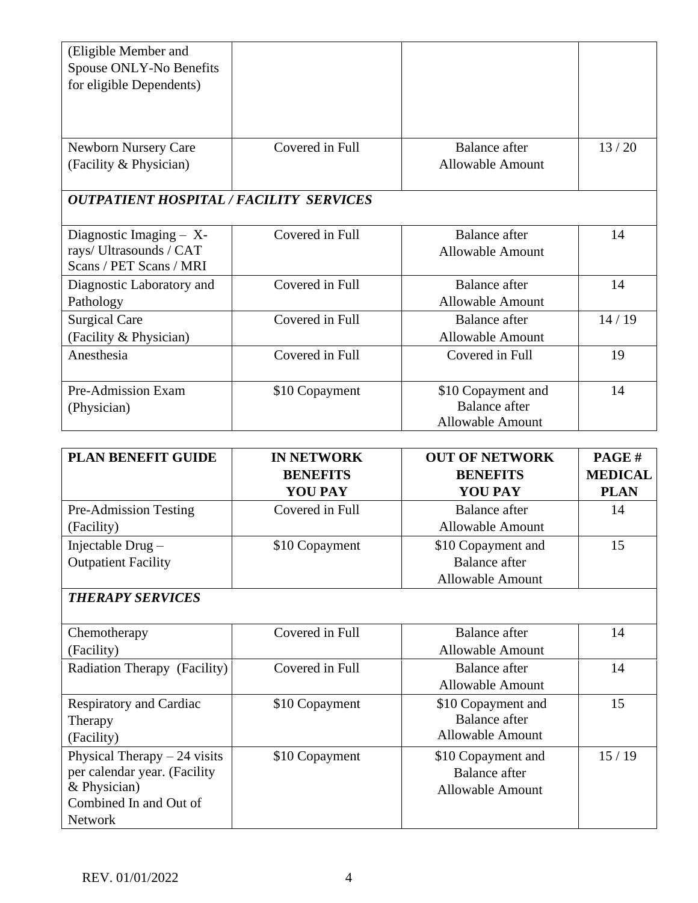| | | | |
|---|---|---|---|
| (Eligible Member and Spouse ONLY-No Benefits for eligible Dependents) | | | |
| Newborn Nursery Care (Facility & Physician) | Covered in Full | Balance after Allowable Amount | 13 / 20 |
| ***OUTPATIENT HOSPITAL / FACILITY SERVICES*** | | | |
| Diagnostic Imaging – X-rays/ Ultrasounds / CAT Scans / PET Scans / MRI | Covered in Full | Balance after Allowable Amount | 14 |
| Diagnostic Laboratory and Pathology | Covered in Full | Balance after Allowable Amount | 14 |
| Surgical Care (Facility & Physician) | Covered in Full | Balance after Allowable Amount | 14 / 19 |
| Anesthesia | Covered in Full | Covered in Full | 19 |
| Pre-Admission Exam (Physician) | $10 Copayment | $10 Copayment and Balance after Allowable Amount | 14 |

| PLAN BENEFIT GUIDE | IN NETWORK BENEFITS YOU PAY | OUT OF NETWORK BENEFITS YOU PAY | PAGE # MEDICAL PLAN |
|---|---|---|---|
| Pre-Admission Testing (Facility) | Covered in Full | Balance after Allowable Amount | 14 |
| Injectable Drug – Outpatient Facility | $10 Copayment | $10 Copayment and Balance after Allowable Amount | 15 |
| ***THERAPY SERVICES*** | | | |
| Chemotherapy (Facility) | Covered in Full | Balance after Allowable Amount | 14 |
| Radiation Therapy (Facility) | Covered in Full | Balance after Allowable Amount | 14 |
| Respiratory and Cardiac Therapy (Facility) | $10 Copayment | $10 Copayment and Balance after Allowable Amount | 15 |
| Physical Therapy – 24 visits per calendar year. (Facility & Physician) Combined In and Out of Network | $10 Copayment | $10 Copayment and Balance after Allowable Amount | 15 / 19 |

REV. 01/01/2022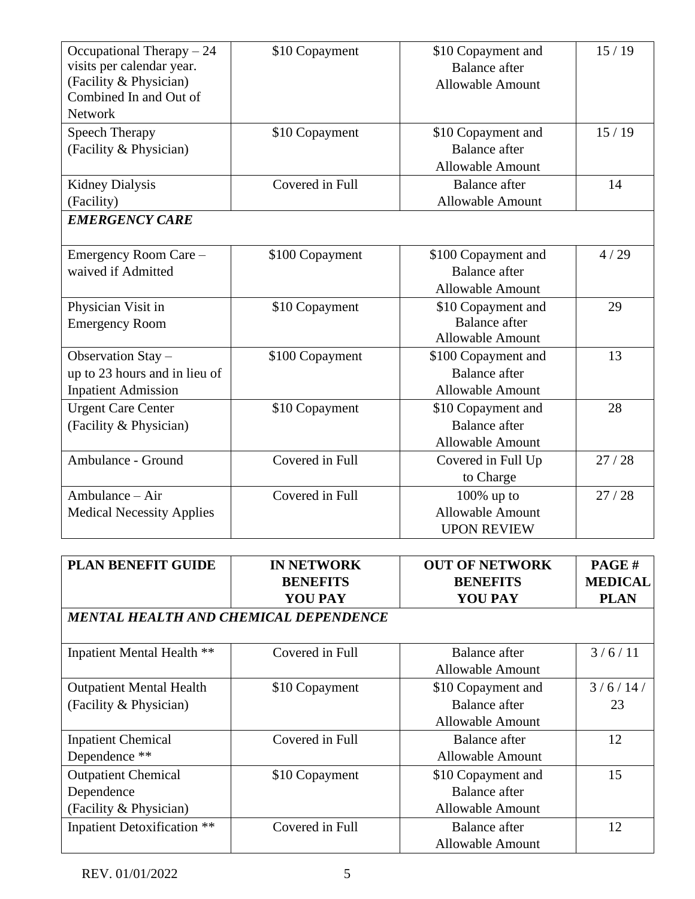| | | | |
|---|---|---|---|
| Occupational Therapy – 24 visits per calendar year. (Facility & Physician) Combined In and Out of Network | $10 Copayment | $10 Copayment and Balance after Allowable Amount | 15 / 19 |
| Speech Therapy (Facility & Physician) | $10 Copayment | $10 Copayment and Balance after Allowable Amount | 15 / 19 |
| Kidney Dialysis (Facility) | Covered in Full | Balance after Allowable Amount | 14 |
| ***EMERGENCY CARE*** | | | |
| Emergency Room Care – waived if Admitted | $100 Copayment | $100 Copayment and Balance after Allowable Amount | 4 / 29 |
| Physician Visit in Emergency Room | $10 Copayment | $10 Copayment and Balance after Allowable Amount | 29 |
| Observation Stay – up to 23 hours and in lieu of Inpatient Admission | $100 Copayment | $100 Copayment and Balance after Allowable Amount | 13 |
| Urgent Care Center (Facility & Physician) | $10 Copayment | $10 Copayment and Balance after Allowable Amount | 28 |
| Ambulance - Ground | Covered in Full | Covered in Full Up to Charge | 27 / 28 |
| Ambulance – Air Medical Necessity Applies | Covered in Full | 100% up to Allowable Amount UPON REVIEW | 27 / 28 |

| PLAN BENEFIT GUIDE | IN NETWORK BENEFITS YOU PAY | OUT OF NETWORK BENEFITS YOU PAY | PAGE # MEDICAL PLAN |
|---|---|---|---|
| ***MENTAL HEALTH AND CHEMICAL DEPENDENCE*** | | | |
| Inpatient Mental Health ** | Covered in Full | Balance after Allowable Amount | 3 / 6 / 11 |
| Outpatient Mental Health (Facility & Physician) | $10 Copayment | $10 Copayment and Balance after Allowable Amount | 3 / 6 / 14 / 23 |
| Inpatient Chemical Dependence ** | Covered in Full | Balance after Allowable Amount | 12 |
| Outpatient Chemical Dependence (Facility & Physician) | $10 Copayment | $10 Copayment and Balance after Allowable Amount | 15 |
| Inpatient Detoxification ** | Covered in Full | Balance after Allowable Amount | 12 |

REV. 01/01/2022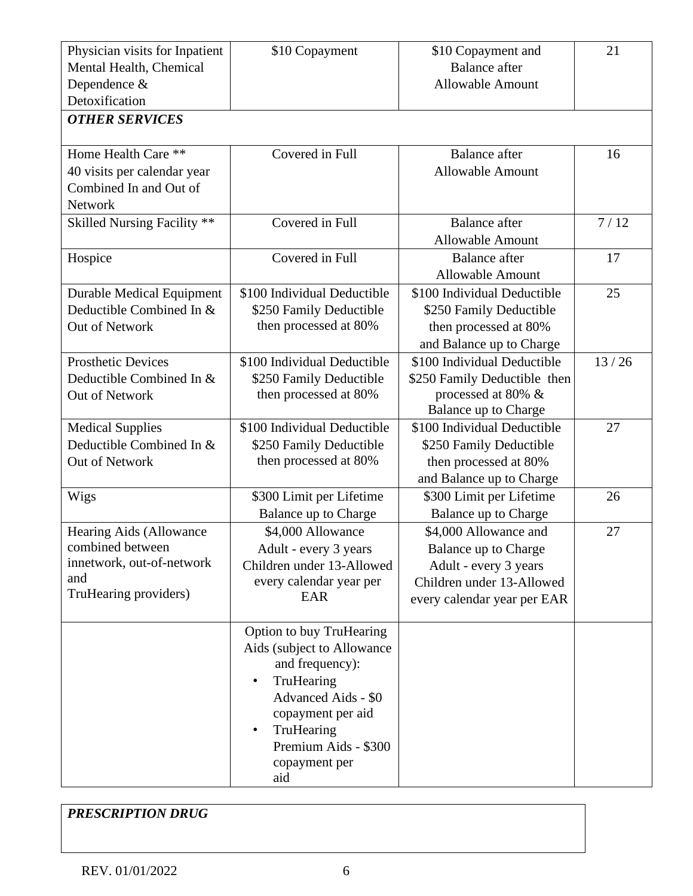| | | | |
|---|---|---|---|
| Physician visits for Inpatient Mental Health, Chemical Dependence & Detoxification | $10 Copayment | $10 Copayment and Balance after Allowable Amount | 21 |
| ***OTHER SERVICES*** | | | |
| Home Health Care ** 40 visits per calendar year Combined In and Out of Network | Covered in Full | Balance after Allowable Amount | 16 |
| Skilled Nursing Facility ** | Covered in Full | Balance after Allowable Amount | 7 / 12 |
| Hospice | Covered in Full | Balance after Allowable Amount | 17 |
| Durable Medical Equipment Deductible Combined In & Out of Network | $100 Individual Deductible $250 Family Deductible then processed at 80% | $100 Individual Deductible $250 Family Deductible then processed at 80% and Balance up to Charge | 25 |
| Prosthetic Devices Deductible Combined In & Out of Network | $100 Individual Deductible $250 Family Deductible then processed at 80% | $100 Individual Deductible $250 Family Deductible then processed at 80% & Balance up to Charge | 13 / 26 |
| Medical Supplies Deductible Combined In & Out of Network | $100 Individual Deductible $250 Family Deductible then processed at 80% | $100 Individual Deductible $250 Family Deductible then processed at 80% and Balance up to Charge | 27 |
| Wigs | $300 Limit per Lifetime Balance up to Charge | $300 Limit per Lifetime Balance up to Charge | 26 |
| Hearing Aids (Allowance combined between innetwork, out-of-network and TruHearing providers) | $4,000 Allowance Adult - every 3 years Children under 13-Allowed every calendar year per EAR | $4,000 Allowance and Balance up to Charge Adult - every 3 years Children under 13-Allowed every calendar year per EAR | 27 |
| | Option to buy TruHearing Aids (subject to Allowance and frequency): • TruHearing Advanced Aids - $0 copayment per aid • TruHearing Premium Aids - $300 copayment per aid | | |

***PRESCRIPTION DRUG***

REV. 01/01/2022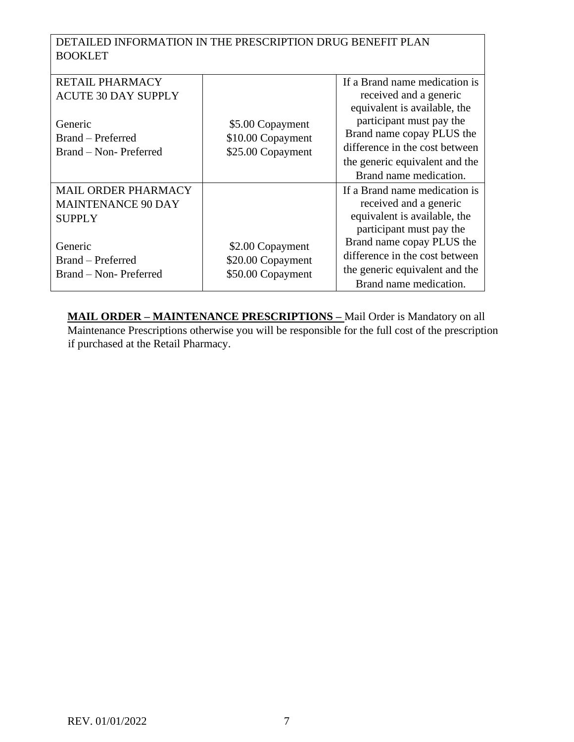| DETAILED INFORMATION IN THE PRESCRIPTION DRUG BENEFIT PLAN BOOKLET | | |
|---|---|---|
| RETAIL PHARMACY<br>ACUTE 30 DAY SUPPLY<br><br>Generic<br>Brand – Preferred<br>Brand – Non- Preferred | <br><br><br>$5.00 Copayment<br>$10.00 Copayment<br>$25.00 Copayment | If a Brand name medication is received and a generic equivalent is available, the participant must pay the Brand name copay PLUS the difference in the cost between the generic equivalent and the Brand name medication. |
| MAIL ORDER PHARMACY<br>MAINTENANCE 90 DAY SUPPLY<br><br>Generic<br>Brand – Preferred<br>Brand – Non- Preferred | <br><br><br>$2.00 Copayment<br>$20.00 Copayment<br>$50.00 Copayment | If a Brand name medication is received and a generic equivalent is available, the participant must pay the Brand name copay PLUS the difference in the cost between the generic equivalent and the Brand name medication. |

**MAIL ORDER – MAINTENANCE PRESCRIPTIONS –** Mail Order is Mandatory on all Maintenance Prescriptions otherwise you will be responsible for the full cost of the prescription if purchased at the Retail Pharmacy.

REV. 01/01/2022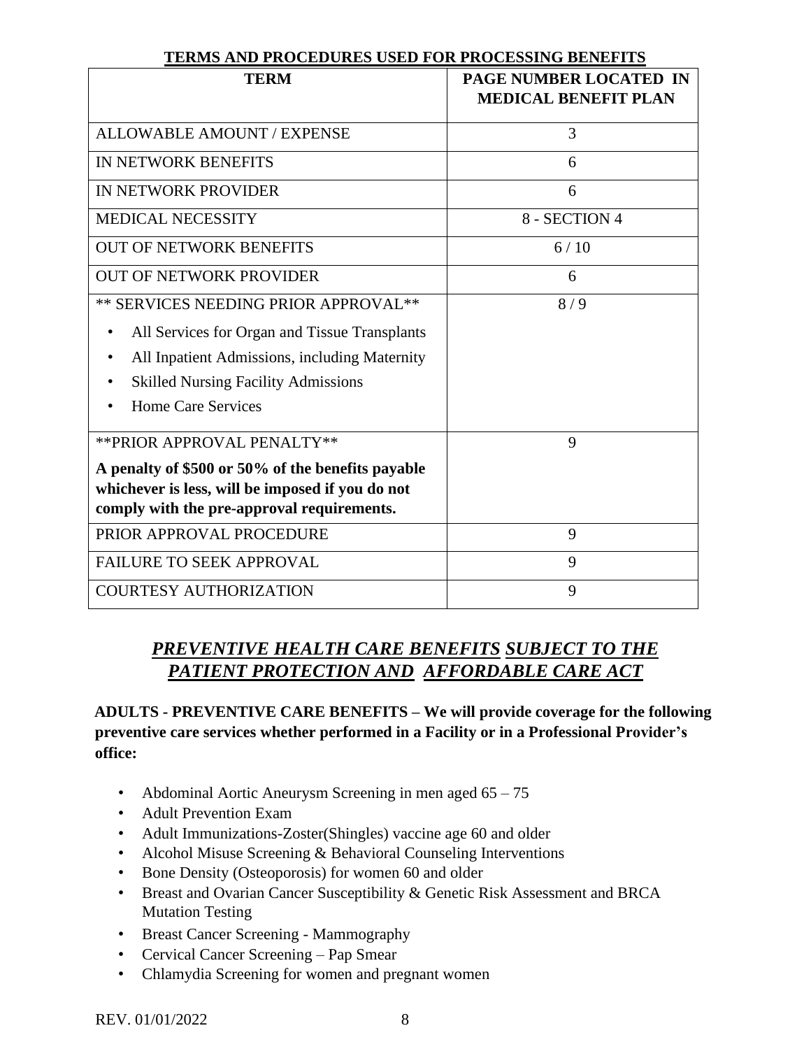**TERMS AND PROCEDURES USED FOR PROCESSING BENEFITS**

| TERM | PAGE NUMBER LOCATED IN MEDICAL BENEFIT PLAN |
|---|---|
| ALLOWABLE AMOUNT / EXPENSE | 3 |
| IN NETWORK BENEFITS | 6 |
| IN NETWORK PROVIDER | 6 |
| MEDICAL NECESSITY | 8 - SECTION 4 |
| OUT OF NETWORK BENEFITS | 6 / 10 |
| OUT OF NETWORK PROVIDER | 6 |
| ** SERVICES NEEDING PRIOR APPROVAL** <br>• All Services for Organ and Tissue Transplants <br>• All Inpatient Admissions, including Maternity <br>• Skilled Nursing Facility Admissions <br>• Home Care Services | 8 / 9 |
| **PRIOR APPROVAL PENALTY** <br>**A penalty of $500 or 50% of the benefits payable whichever is less, will be imposed if you do not comply with the pre-approval requirements.** | 9 |
| PRIOR APPROVAL PROCEDURE | 9 |
| FAILURE TO SEEK APPROVAL | 9 |
| COURTESY AUTHORIZATION | 9 |

## ***PREVENTIVE HEALTH CARE BENEFITS SUBJECT TO THE PATIENT PROTECTION AND AFFORDABLE CARE ACT***

**ADULTS - PREVENTIVE CARE BENEFITS – We will provide coverage for the following preventive care services whether performed in a Facility or in a Professional Provider's office:**

- Abdominal Aortic Aneurysm Screening in men aged 65 – 75
- Adult Prevention Exam
- Adult Immunizations-Zoster(Shingles) vaccine age 60 and older
- Alcohol Misuse Screening & Behavioral Counseling Interventions
- Bone Density (Osteoporosis) for women 60 and older
- Breast and Ovarian Cancer Susceptibility & Genetic Risk Assessment and BRCA Mutation Testing
- Breast Cancer Screening - Mammography
- Cervical Cancer Screening – Pap Smear
- Chlamydia Screening for women and pregnant women

REV. 01/01/2022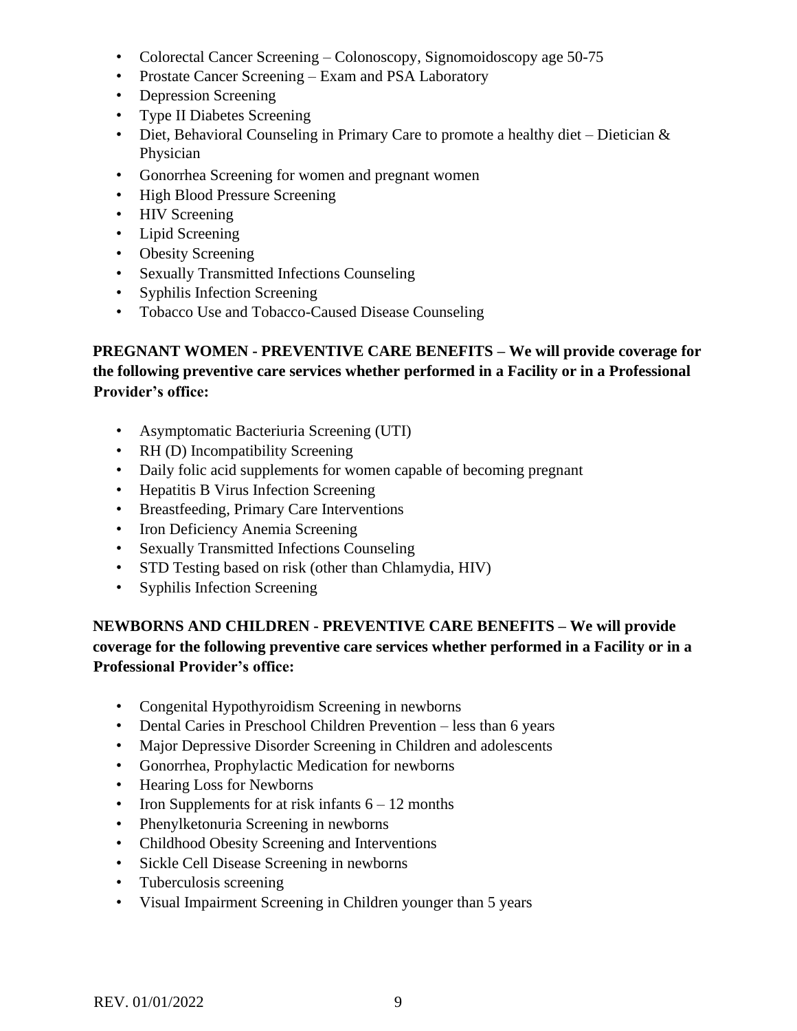- Colorectal Cancer Screening – Colonoscopy, Signomoidoscopy age 50-75
- Prostate Cancer Screening – Exam and PSA Laboratory
- Depression Screening
- Type II Diabetes Screening
- Diet, Behavioral Counseling in Primary Care to promote a healthy diet – Dietician & Physician
- Gonorrhea Screening for women and pregnant women
- High Blood Pressure Screening
- HIV Screening
- Lipid Screening
- Obesity Screening
- Sexually Transmitted Infections Counseling
- Syphilis Infection Screening
- Tobacco Use and Tobacco-Caused Disease Counseling

**PREGNANT WOMEN - PREVENTIVE CARE BENEFITS – We will provide coverage for the following preventive care services whether performed in a Facility or in a Professional Provider's office:**

- Asymptomatic Bacteriuria Screening (UTI)
- RH (D) Incompatibility Screening
- Daily folic acid supplements for women capable of becoming pregnant
- Hepatitis B Virus Infection Screening
- Breastfeeding, Primary Care Interventions
- Iron Deficiency Anemia Screening
- Sexually Transmitted Infections Counseling
- STD Testing based on risk (other than Chlamydia, HIV)
- Syphilis Infection Screening

**NEWBORNS AND CHILDREN - PREVENTIVE CARE BENEFITS – We will provide coverage for the following preventive care services whether performed in a Facility or in a Professional Provider's office:**

- Congenital Hypothyroidism Screening in newborns
- Dental Caries in Preschool Children Prevention – less than 6 years
- Major Depressive Disorder Screening in Children and adolescents
- Gonorrhea, Prophylactic Medication for newborns
- Hearing Loss for Newborns
- Iron Supplements for at risk infants 6 – 12 months
- Phenylketonuria Screening in newborns
- Childhood Obesity Screening and Interventions
- Sickle Cell Disease Screening in newborns
- Tuberculosis screening
- Visual Impairment Screening in Children younger than 5 years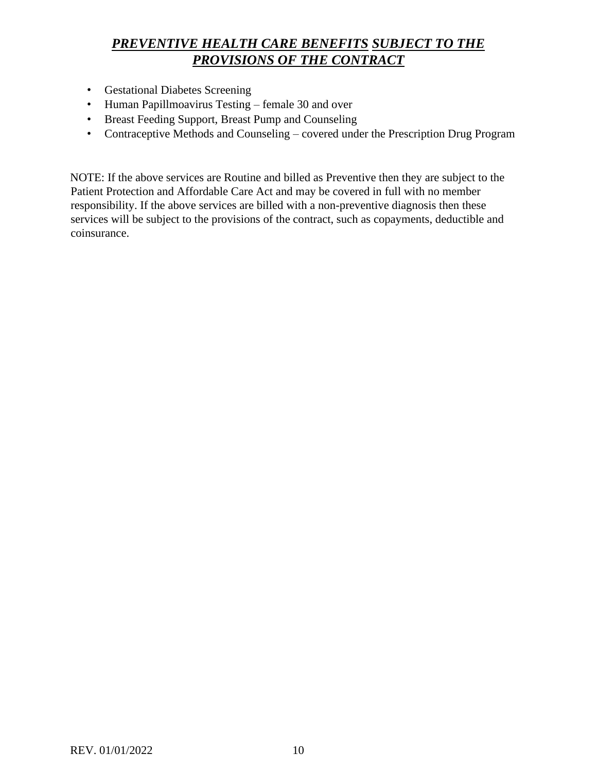## ***PREVENTIVE HEALTH CARE BENEFITS SUBJECT TO THE PROVISIONS OF THE CONTRACT***

- Gestational Diabetes Screening
- Human Papillmoavirus Testing – female 30 and over
- Breast Feeding Support, Breast Pump and Counseling
- Contraceptive Methods and Counseling – covered under the Prescription Drug Program

NOTE: If the above services are Routine and billed as Preventive then they are subject to the Patient Protection and Affordable Care Act and may be covered in full with no member responsibility. If the above services are billed with a non-preventive diagnosis then these services will be subject to the provisions of the contract, such as copayments, deductible and coinsurance.

REV. 01/01/2022